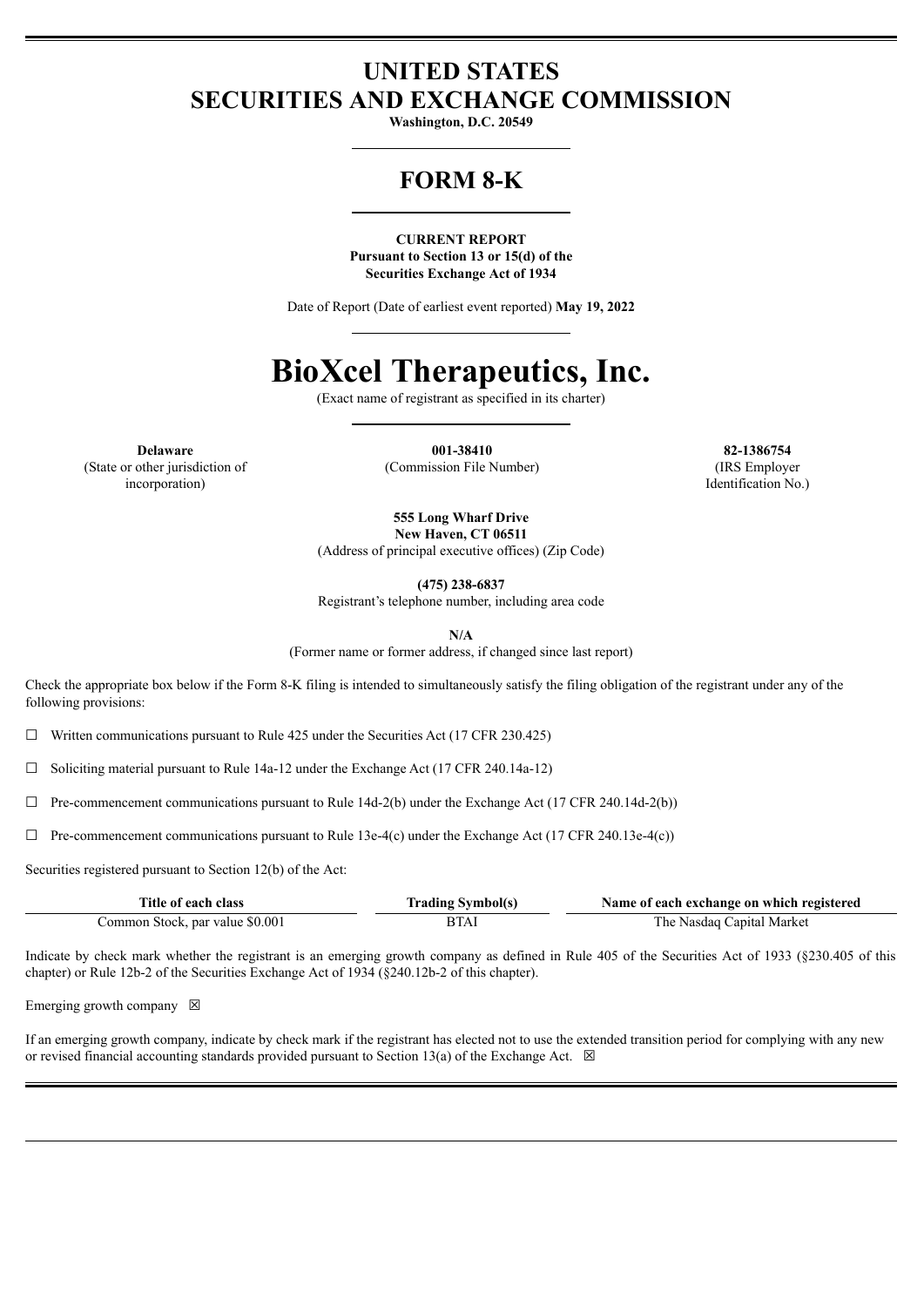# UNITED STATES
# SECURITIES AND EXCHANGE COMMISSION

**Washington, D.C. 20549**

## FORM 8-K

**CURRENT REPORT**
**Pursuant to Section 13 or 15(d) of the**
**Securities Exchange Act of 1934**

Date of Report (Date of earliest event reported) **May 19, 2022**

# BioXcel Therapeutics, Inc.

(Exact name of registrant as specified in its charter)

| **Delaware** | **001-38410** | **82-1386754** |
|---|---|---|
| (State or other jurisdiction of incorporation) | (Commission File Number) | (IRS Employer Identification No.) |

**555 Long Wharf Drive**
**New Haven, CT 06511**
(Address of principal executive offices) (Zip Code)

**(475) 238-6837**
Registrant's telephone number, including area code

**N/A**
(Former name or former address, if changed since last report)

Check the appropriate box below if the Form 8-K filing is intended to simultaneously satisfy the filing obligation of the registrant under any of the following provisions:

☐ Written communications pursuant to Rule 425 under the Securities Act (17 CFR 230.425)

☐ Soliciting material pursuant to Rule 14a-12 under the Exchange Act (17 CFR 240.14a-12)

☐ Pre-commencement communications pursuant to Rule 14d-2(b) under the Exchange Act (17 CFR 240.14d-2(b))

☐ Pre-commencement communications pursuant to Rule 13e-4(c) under the Exchange Act (17 CFR 240.13e-4(c))

Securities registered pursuant to Section 12(b) of the Act:

| Title of each class | Trading Symbol(s) | Name of each exchange on which registered |
|---|---|---|
| Common Stock, par value $0.001 | BTAI | The Nasdaq Capital Market |

Indicate by check mark whether the registrant is an emerging growth company as defined in Rule 405 of the Securities Act of 1933 (§230.405 of this chapter) or Rule 12b-2 of the Securities Exchange Act of 1934 (§240.12b-2 of this chapter).

Emerging growth company ☒

If an emerging growth company, indicate by check mark if the registrant has elected not to use the extended transition period for complying with any new or revised financial accounting standards provided pursuant to Section 13(a) of the Exchange Act. ☒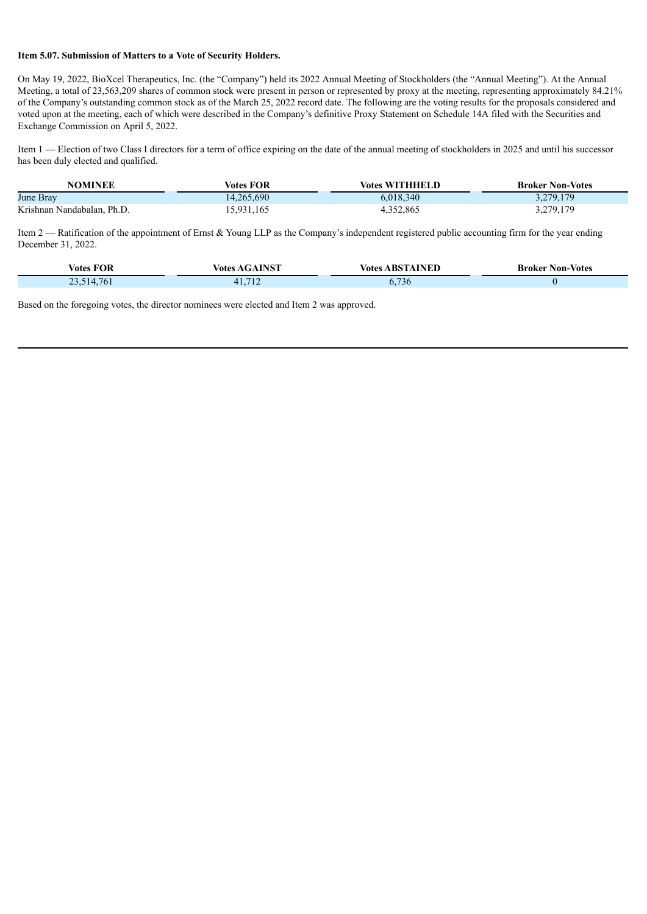**Item 5.07. Submission of Matters to a Vote of Security Holders.**

On May 19, 2022, BioXcel Therapeutics, Inc. (the "Company") held its 2022 Annual Meeting of Stockholders (the "Annual Meeting"). At the Annual Meeting, a total of 23,563,209 shares of common stock were present in person or represented by proxy at the meeting, representing approximately 84.21% of the Company's outstanding common stock as of the March 25, 2022 record date. The following are the voting results for the proposals considered and voted upon at the meeting, each of which were described in the Company's definitive Proxy Statement on Schedule 14A filed with the Securities and Exchange Commission on April 5, 2022.

Item 1 — Election of two Class I directors for a term of office expiring on the date of the annual meeting of stockholders in 2025 and until his successor has been duly elected and qualified.

| NOMINEE | Votes FOR | Votes WITHHELD | Broker Non-Votes |
|---|---|---|---|
| June Bray | 14,265,690 | 6,018,340 | 3,279,179 |
| Krishnan Nandabalan, Ph.D. | 15,931,165 | 4,352,865 | 3,279,179 |

Item 2 — Ratification of the appointment of Ernst & Young LLP as the Company's independent registered public accounting firm for the year ending December 31, 2022.

| Votes FOR | Votes AGAINST | Votes ABSTAINED | Broker Non-Votes |
|---|---|---|---|
| 23,514,761 | 41,712 | 6,736 | 0 |

Based on the foregoing votes, the director nominees were elected and Item 2 was approved.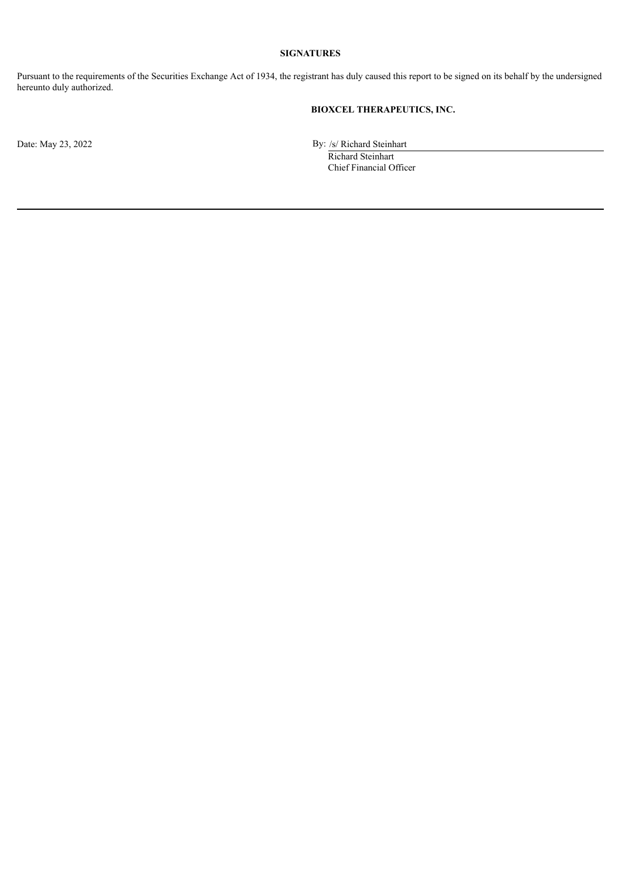**SIGNATURES**

Pursuant to the requirements of the Securities Exchange Act of 1934, the registrant has duly caused this report to be signed on its behalf by the undersigned hereunto duly authorized.

**BIOXCEL THERAPEUTICS, INC.**

Date: May 23, 2022

By: /s/ Richard Steinhart
Richard Steinhart
Chief Financial Officer